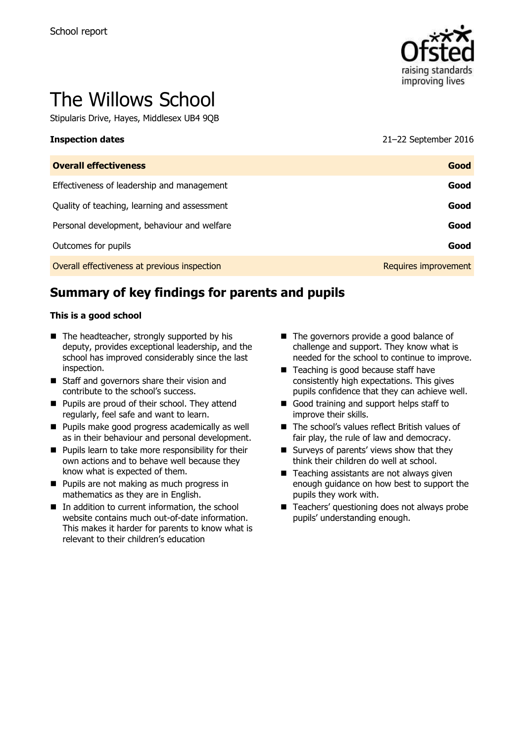School report

# The Willows School

Stipularis Drive, Hayes, Middlesex UB4 9QB

| **Inspection dates** | 21–22 September 2016 |
|---|---|
| **Overall effectiveness** | **Good** |
| Effectiveness of leadership and management | **Good** |
| Quality of teaching, learning and assessment | **Good** |
| Personal development, behaviour and welfare | **Good** |
| Outcomes for pupils | **Good** |
| Overall effectiveness at previous inspection | Requires improvement |

## Summary of key findings for parents and pupils

**This is a good school**

- The headteacher, strongly supported by his deputy, provides exceptional leadership, and the school has improved considerably since the last inspection.
- Staff and governors share their vision and contribute to the school's success.
- Pupils are proud of their school. They attend regularly, feel safe and want to learn.
- Pupils make good progress academically as well as in their behaviour and personal development.
- Pupils learn to take more responsibility for their own actions and to behave well because they know what is expected of them.
- Pupils are not making as much progress in mathematics as they are in English.
- In addition to current information, the school website contains much out-of-date information. This makes it harder for parents to know what is relevant to their children's education
- The governors provide a good balance of challenge and support. They know what is needed for the school to continue to improve.
- Teaching is good because staff have consistently high expectations. This gives pupils confidence that they can achieve well.
- Good training and support helps staff to improve their skills.
- The school's values reflect British values of fair play, the rule of law and democracy.
- Surveys of parents' views show that they think their children do well at school.
- Teaching assistants are not always given enough guidance on how best to support the pupils they work with.
- Teachers' questioning does not always probe pupils' understanding enough.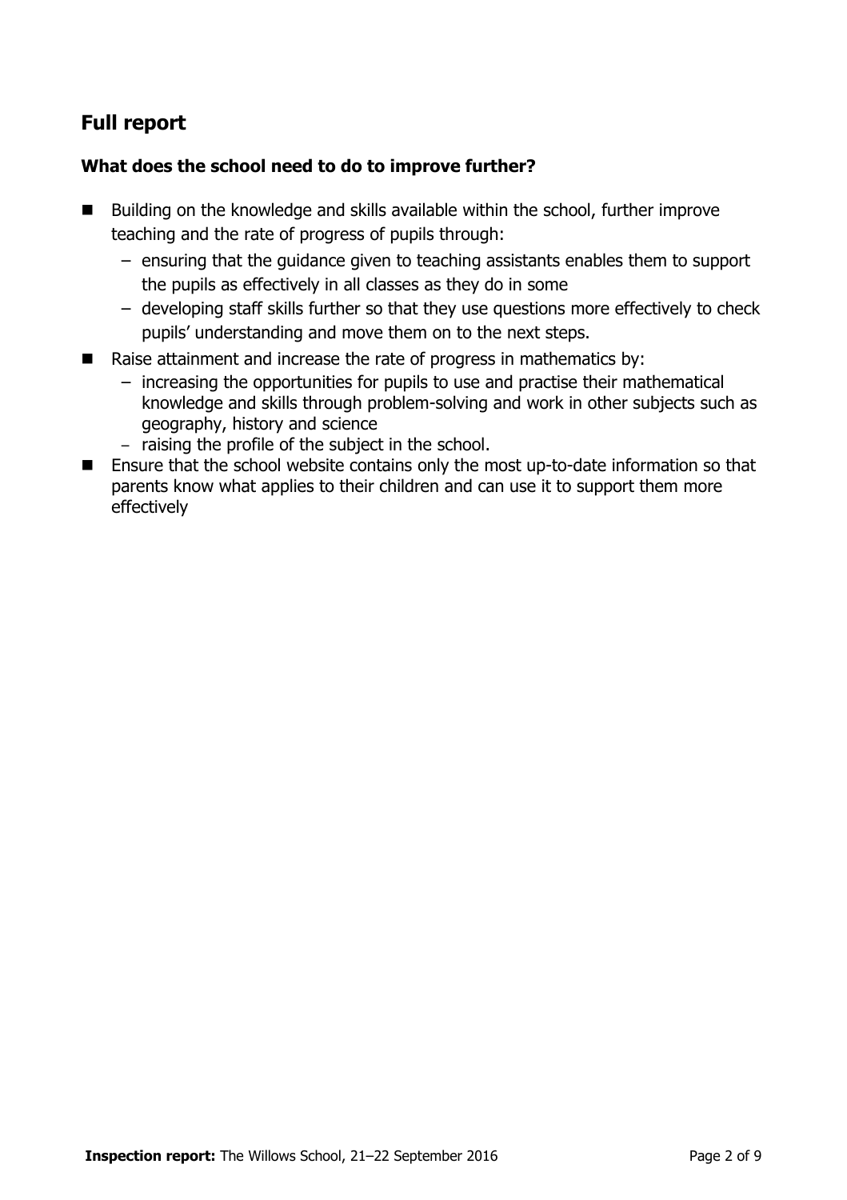## Full report

### What does the school need to do to improve further?

- Building on the knowledge and skills available within the school, further improve teaching and the rate of progress of pupils through:
  - ensuring that the guidance given to teaching assistants enables them to support the pupils as effectively in all classes as they do in some
  - developing staff skills further so that they use questions more effectively to check pupils' understanding and move them on to the next steps.
- Raise attainment and increase the rate of progress in mathematics by:
  - increasing the opportunities for pupils to use and practise their mathematical knowledge and skills through problem-solving and work in other subjects such as geography, history and science
  - raising the profile of the subject in the school.
- Ensure that the school website contains only the most up-to-date information so that parents know what applies to their children and can use it to support them more effectively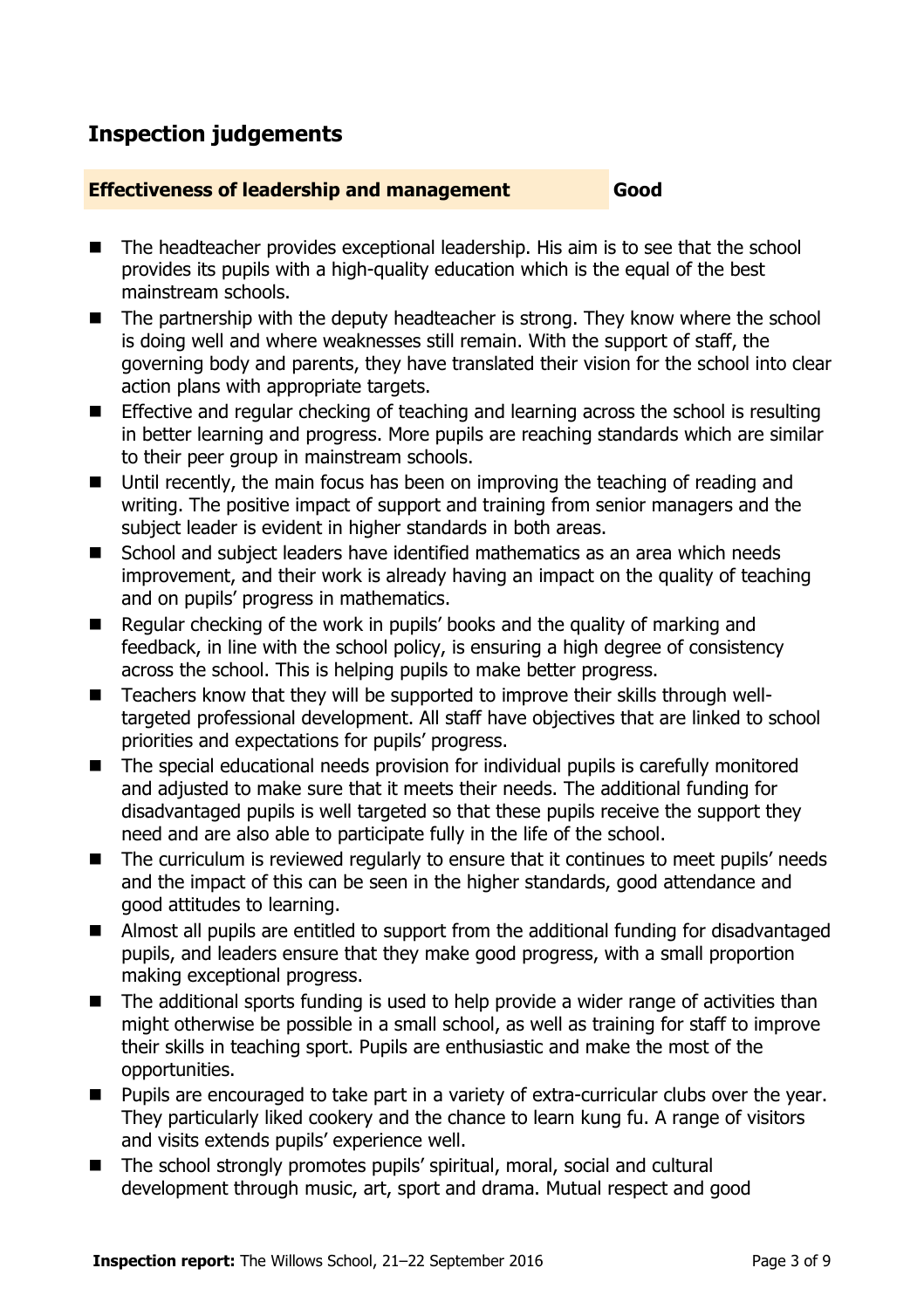## Inspection judgements

| **Effectiveness of leadership and management** | **Good** |
| --- | --- |

- The headteacher provides exceptional leadership. His aim is to see that the school provides its pupils with a high-quality education which is the equal of the best mainstream schools.
- The partnership with the deputy headteacher is strong. They know where the school is doing well and where weaknesses still remain. With the support of staff, the governing body and parents, they have translated their vision for the school into clear action plans with appropriate targets.
- Effective and regular checking of teaching and learning across the school is resulting in better learning and progress. More pupils are reaching standards which are similar to their peer group in mainstream schools.
- Until recently, the main focus has been on improving the teaching of reading and writing. The positive impact of support and training from senior managers and the subject leader is evident in higher standards in both areas.
- School and subject leaders have identified mathematics as an area which needs improvement, and their work is already having an impact on the quality of teaching and on pupils' progress in mathematics.
- Regular checking of the work in pupils' books and the quality of marking and feedback, in line with the school policy, is ensuring a high degree of consistency across the school. This is helping pupils to make better progress.
- Teachers know that they will be supported to improve their skills through well-targeted professional development. All staff have objectives that are linked to school priorities and expectations for pupils' progress.
- The special educational needs provision for individual pupils is carefully monitored and adjusted to make sure that it meets their needs. The additional funding for disadvantaged pupils is well targeted so that these pupils receive the support they need and are also able to participate fully in the life of the school.
- The curriculum is reviewed regularly to ensure that it continues to meet pupils' needs and the impact of this can be seen in the higher standards, good attendance and good attitudes to learning.
- Almost all pupils are entitled to support from the additional funding for disadvantaged pupils, and leaders ensure that they make good progress, with a small proportion making exceptional progress.
- The additional sports funding is used to help provide a wider range of activities than might otherwise be possible in a small school, as well as training for staff to improve their skills in teaching sport. Pupils are enthusiastic and make the most of the opportunities.
- Pupils are encouraged to take part in a variety of extra-curricular clubs over the year. They particularly liked cookery and the chance to learn kung fu. A range of visitors and visits extends pupils' experience well.
- The school strongly promotes pupils' spiritual, moral, social and cultural development through music, art, sport and drama. Mutual respect and good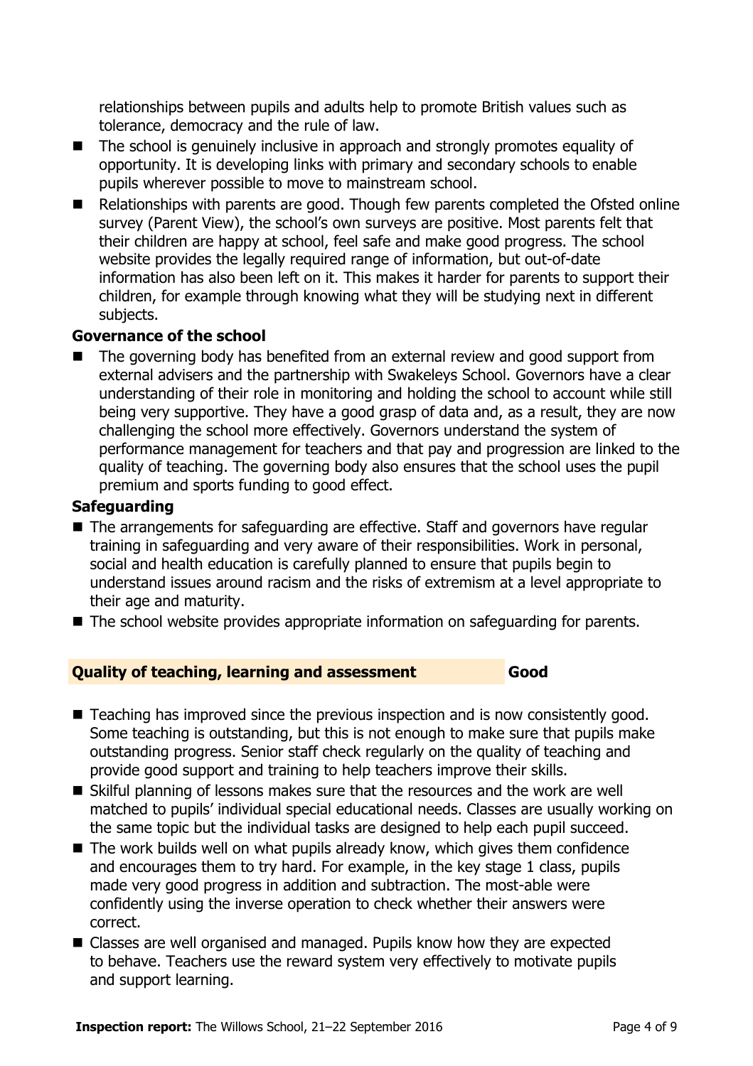relationships between pupils and adults help to promote British values such as tolerance, democracy and the rule of law.

- The school is genuinely inclusive in approach and strongly promotes equality of opportunity. It is developing links with primary and secondary schools to enable pupils wherever possible to move to mainstream school.
- Relationships with parents are good. Though few parents completed the Ofsted online survey (Parent View), the school's own surveys are positive. Most parents felt that their children are happy at school, feel safe and make good progress. The school website provides the legally required range of information, but out-of-date information has also been left on it. This makes it harder for parents to support their children, for example through knowing what they will be studying next in different subjects.

### Governance of the school

- The governing body has benefited from an external review and good support from external advisers and the partnership with Swakeleys School. Governors have a clear understanding of their role in monitoring and holding the school to account while still being very supportive. They have a good grasp of data and, as a result, they are now challenging the school more effectively. Governors understand the system of performance management for teachers and that pay and progression are linked to the quality of teaching. The governing body also ensures that the school uses the pupil premium and sports funding to good effect.

### Safeguarding

- The arrangements for safeguarding are effective. Staff and governors have regular training in safeguarding and very aware of their responsibilities. Work in personal, social and health education is carefully planned to ensure that pupils begin to understand issues around racism and the risks of extremism at a level appropriate to their age and maturity.
- The school website provides appropriate information on safeguarding for parents.

## Quality of teaching, learning and assessment — Good

- Teaching has improved since the previous inspection and is now consistently good. Some teaching is outstanding, but this is not enough to make sure that pupils make outstanding progress. Senior staff check regularly on the quality of teaching and provide good support and training to help teachers improve their skills.
- Skilful planning of lessons makes sure that the resources and the work are well matched to pupils' individual special educational needs. Classes are usually working on the same topic but the individual tasks are designed to help each pupil succeed.
- The work builds well on what pupils already know, which gives them confidence and encourages them to try hard. For example, in the key stage 1 class, pupils made very good progress in addition and subtraction. The most-able were confidently using the inverse operation to check whether their answers were correct.
- Classes are well organised and managed. Pupils know how they are expected to behave. Teachers use the reward system very effectively to motivate pupils and support learning.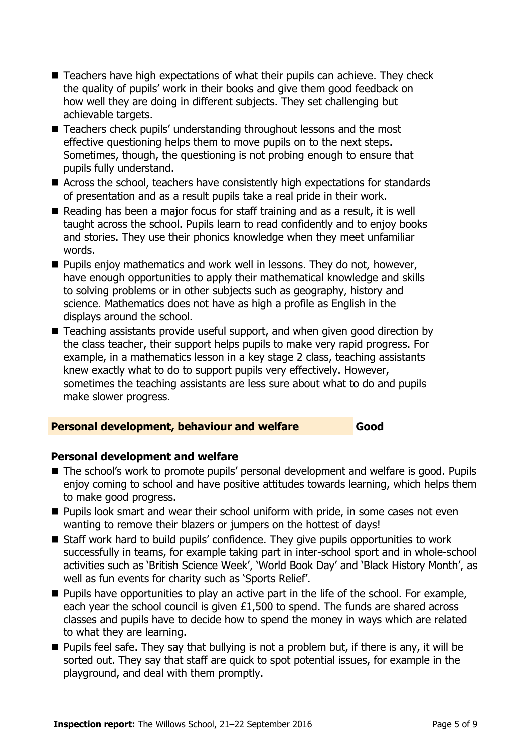- Teachers have high expectations of what their pupils can achieve. They check the quality of pupils' work in their books and give them good feedback on how well they are doing in different subjects. They set challenging but achievable targets.
- Teachers check pupils' understanding throughout lessons and the most effective questioning helps them to move pupils on to the next steps. Sometimes, though, the questioning is not probing enough to ensure that pupils fully understand.
- Across the school, teachers have consistently high expectations for standards of presentation and as a result pupils take a real pride in their work.
- Reading has been a major focus for staff training and as a result, it is well taught across the school. Pupils learn to read confidently and to enjoy books and stories. They use their phonics knowledge when they meet unfamiliar words.
- Pupils enjoy mathematics and work well in lessons. They do not, however, have enough opportunities to apply their mathematical knowledge and skills to solving problems or in other subjects such as geography, history and science. Mathematics does not have as high a profile as English in the displays around the school.
- Teaching assistants provide useful support, and when given good direction by the class teacher, their support helps pupils to make very rapid progress. For example, in a mathematics lesson in a key stage 2 class, teaching assistants knew exactly what to do to support pupils very effectively. However, sometimes the teaching assistants are less sure about what to do and pupils make slower progress.

## Personal development, behaviour and welfare — Good

### Personal development and welfare

- The school's work to promote pupils' personal development and welfare is good. Pupils enjoy coming to school and have positive attitudes towards learning, which helps them to make good progress.
- Pupils look smart and wear their school uniform with pride, in some cases not even wanting to remove their blazers or jumpers on the hottest of days!
- Staff work hard to build pupils' confidence. They give pupils opportunities to work successfully in teams, for example taking part in inter-school sport and in whole-school activities such as 'British Science Week', 'World Book Day' and 'Black History Month', as well as fun events for charity such as 'Sports Relief'.
- Pupils have opportunities to play an active part in the life of the school. For example, each year the school council is given £1,500 to spend. The funds are shared across classes and pupils have to decide how to spend the money in ways which are related to what they are learning.
- Pupils feel safe. They say that bullying is not a problem but, if there is any, it will be sorted out. They say that staff are quick to spot potential issues, for example in the playground, and deal with them promptly.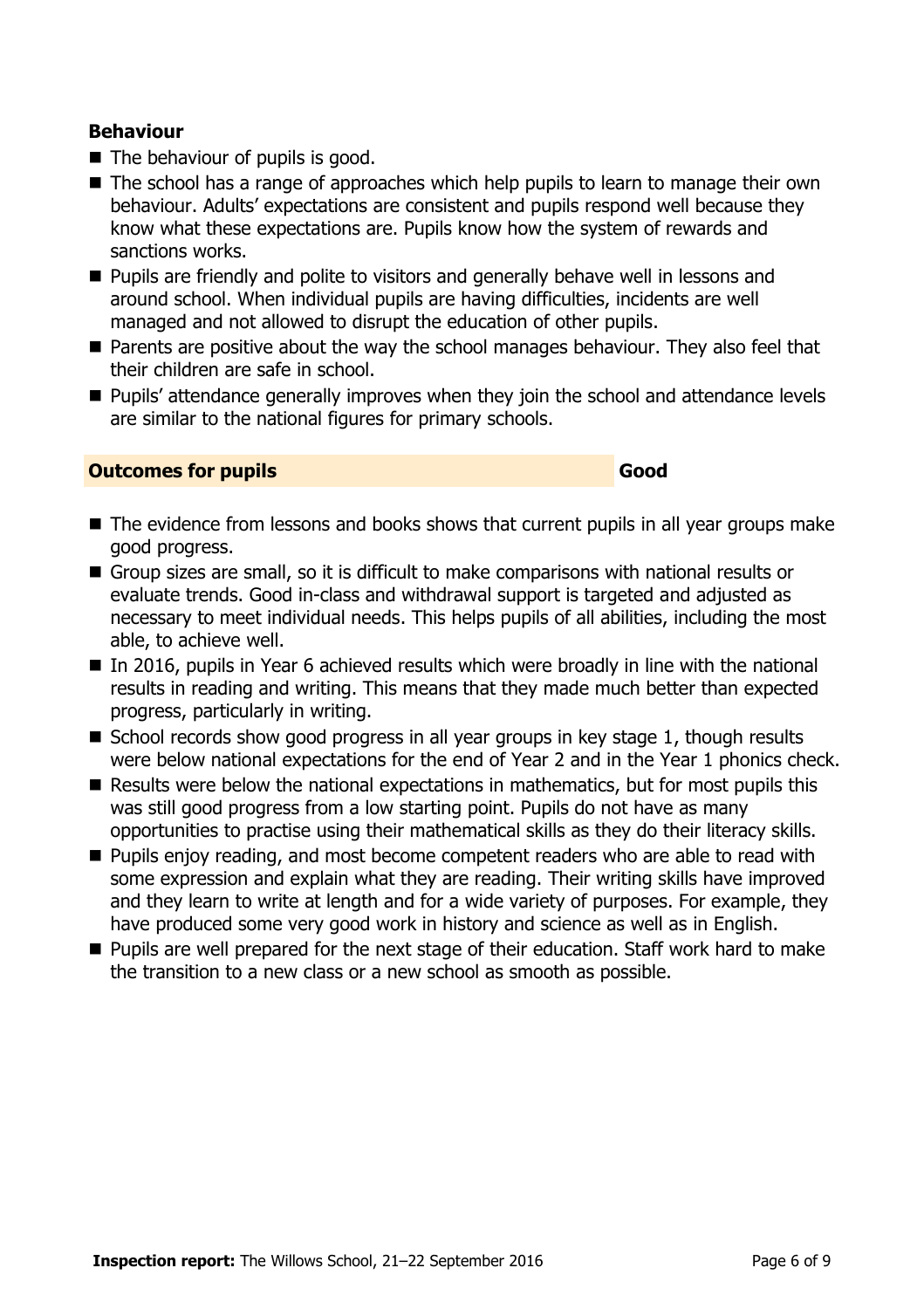### Behaviour

- The behaviour of pupils is good.
- The school has a range of approaches which help pupils to learn to manage their own behaviour. Adults' expectations are consistent and pupils respond well because they know what these expectations are. Pupils know how the system of rewards and sanctions works.
- Pupils are friendly and polite to visitors and generally behave well in lessons and around school. When individual pupils are having difficulties, incidents are well managed and not allowed to disrupt the education of other pupils.
- Parents are positive about the way the school manages behaviour. They also feel that their children are safe in school.
- Pupils' attendance generally improves when they join the school and attendance levels are similar to the national figures for primary schools.

## Outcomes for pupils — Good

- The evidence from lessons and books shows that current pupils in all year groups make good progress.
- Group sizes are small, so it is difficult to make comparisons with national results or evaluate trends. Good in-class and withdrawal support is targeted and adjusted as necessary to meet individual needs. This helps pupils of all abilities, including the most able, to achieve well.
- In 2016, pupils in Year 6 achieved results which were broadly in line with the national results in reading and writing. This means that they made much better than expected progress, particularly in writing.
- School records show good progress in all year groups in key stage 1, though results were below national expectations for the end of Year 2 and in the Year 1 phonics check.
- Results were below the national expectations in mathematics, but for most pupils this was still good progress from a low starting point. Pupils do not have as many opportunities to practise using their mathematical skills as they do their literacy skills.
- Pupils enjoy reading, and most become competent readers who are able to read with some expression and explain what they are reading. Their writing skills have improved and they learn to write at length and for a wide variety of purposes. For example, they have produced some very good work in history and science as well as in English.
- Pupils are well prepared for the next stage of their education. Staff work hard to make the transition to a new class or a new school as smooth as possible.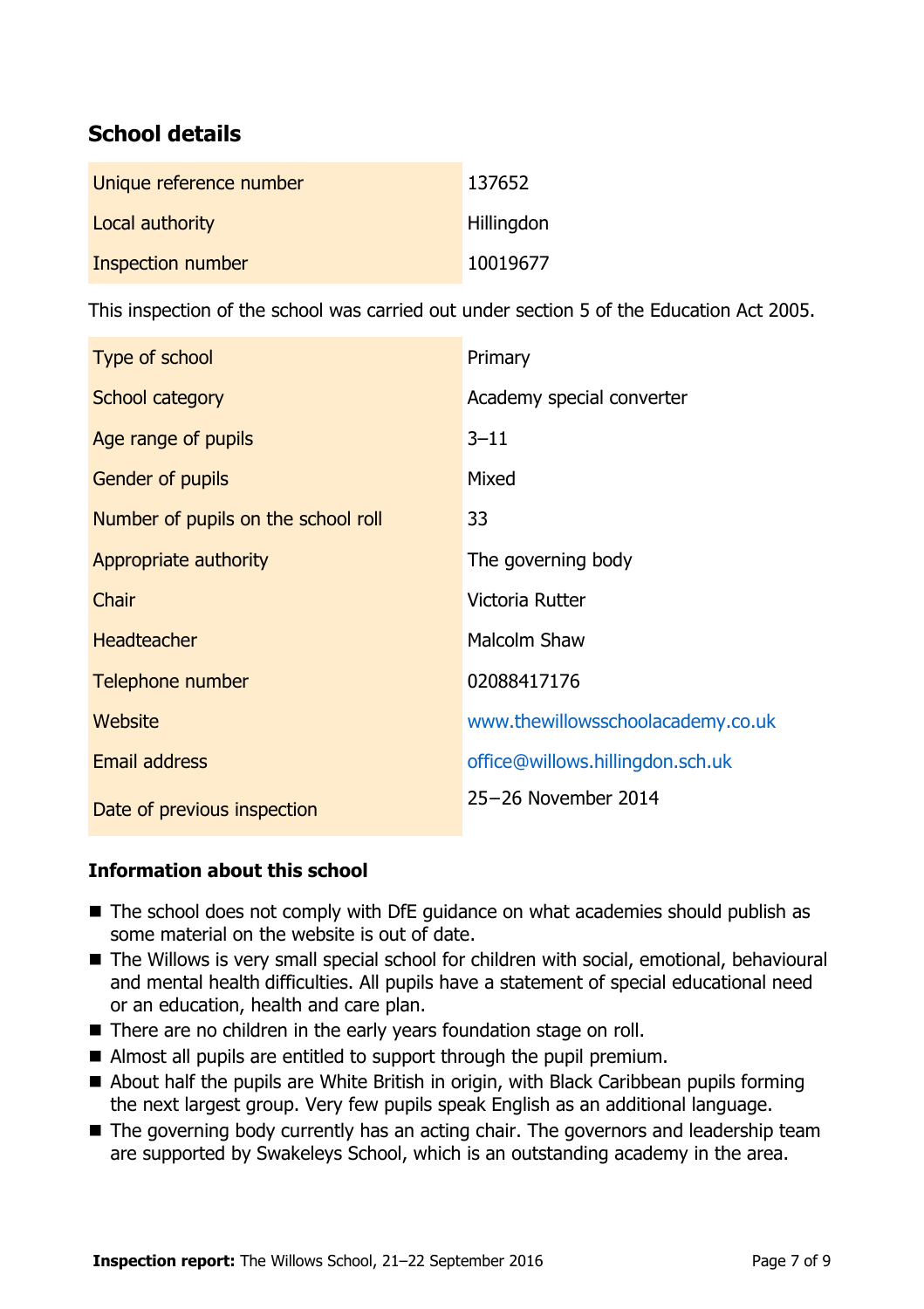## School details

| | |
|---|---|
| Unique reference number | 137652 |
| Local authority | Hillingdon |
| Inspection number | 10019677 |

This inspection of the school was carried out under section 5 of the Education Act 2005.

| | |
|---|---|
| Type of school | Primary |
| School category | Academy special converter |
| Age range of pupils | 3–11 |
| Gender of pupils | Mixed |
| Number of pupils on the school roll | 33 |
| Appropriate authority | The governing body |
| Chair | Victoria Rutter |
| Headteacher | Malcolm Shaw |
| Telephone number | 02088417176 |
| Website | www.thewillowsschoolacademy.co.uk |
| Email address | office@willows.hillingdon.sch.uk |
| Date of previous inspection | 25–26 November 2014 |

### Information about this school

- The school does not comply with DfE guidance on what academies should publish as some material on the website is out of date.
- The Willows is very small special school for children with social, emotional, behavioural and mental health difficulties. All pupils have a statement of special educational need or an education, health and care plan.
- There are no children in the early years foundation stage on roll.
- Almost all pupils are entitled to support through the pupil premium.
- About half the pupils are White British in origin, with Black Caribbean pupils forming the next largest group. Very few pupils speak English as an additional language.
- The governing body currently has an acting chair. The governors and leadership team are supported by Swakeleys School, which is an outstanding academy in the area.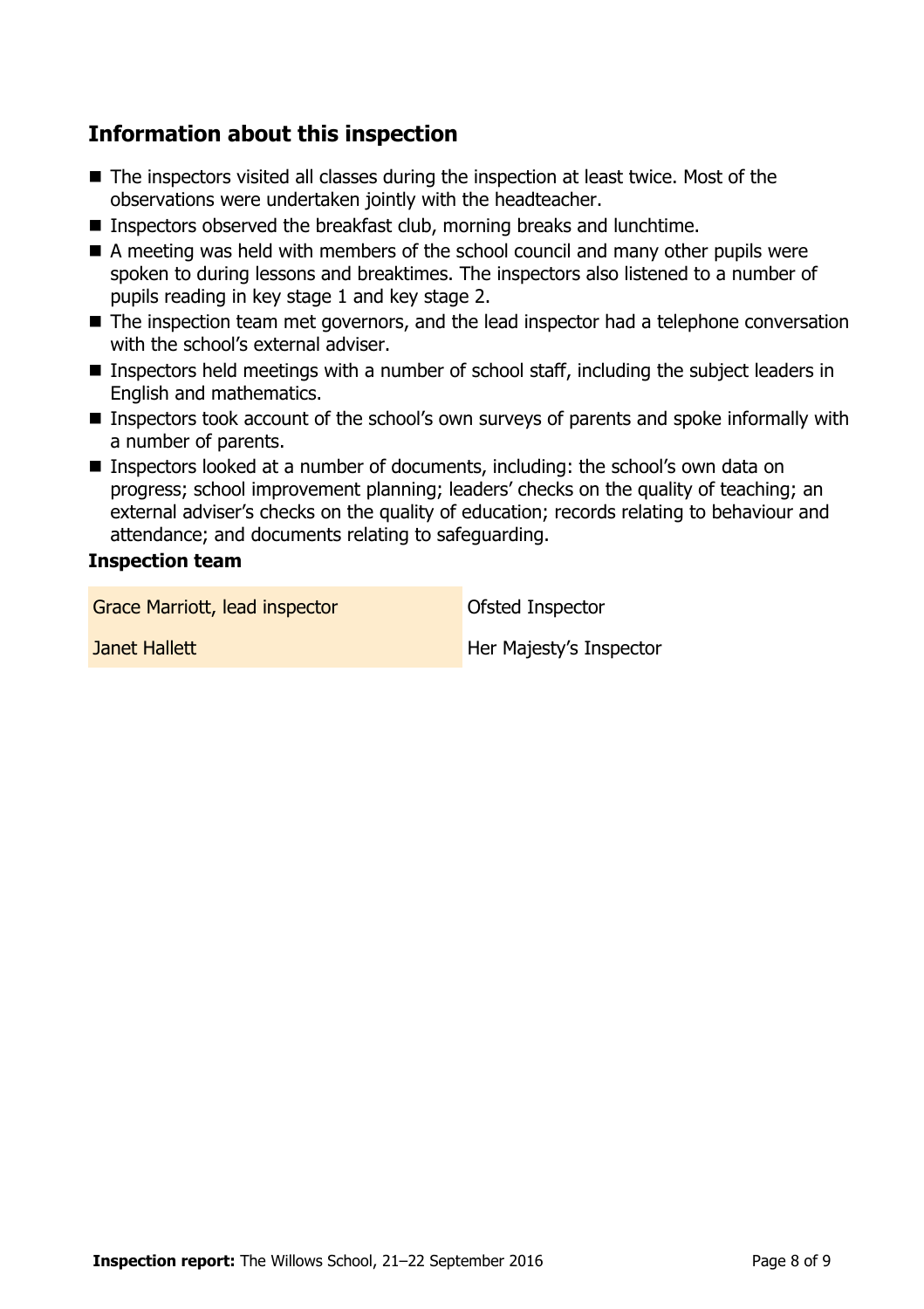## Information about this inspection

- The inspectors visited all classes during the inspection at least twice. Most of the observations were undertaken jointly with the headteacher.
- Inspectors observed the breakfast club, morning breaks and lunchtime.
- A meeting was held with members of the school council and many other pupils were spoken to during lessons and breaktimes. The inspectors also listened to a number of pupils reading in key stage 1 and key stage 2.
- The inspection team met governors, and the lead inspector had a telephone conversation with the school's external adviser.
- Inspectors held meetings with a number of school staff, including the subject leaders in English and mathematics.
- Inspectors took account of the school's own surveys of parents and spoke informally with a number of parents.
- Inspectors looked at a number of documents, including: the school's own data on progress; school improvement planning; leaders' checks on the quality of teaching; an external adviser's checks on the quality of education; records relating to behaviour and attendance; and documents relating to safeguarding.

### Inspection team

| | |
|---|---|
| Grace Marriott, lead inspector | Ofsted Inspector |
| Janet Hallett | Her Majesty's Inspector |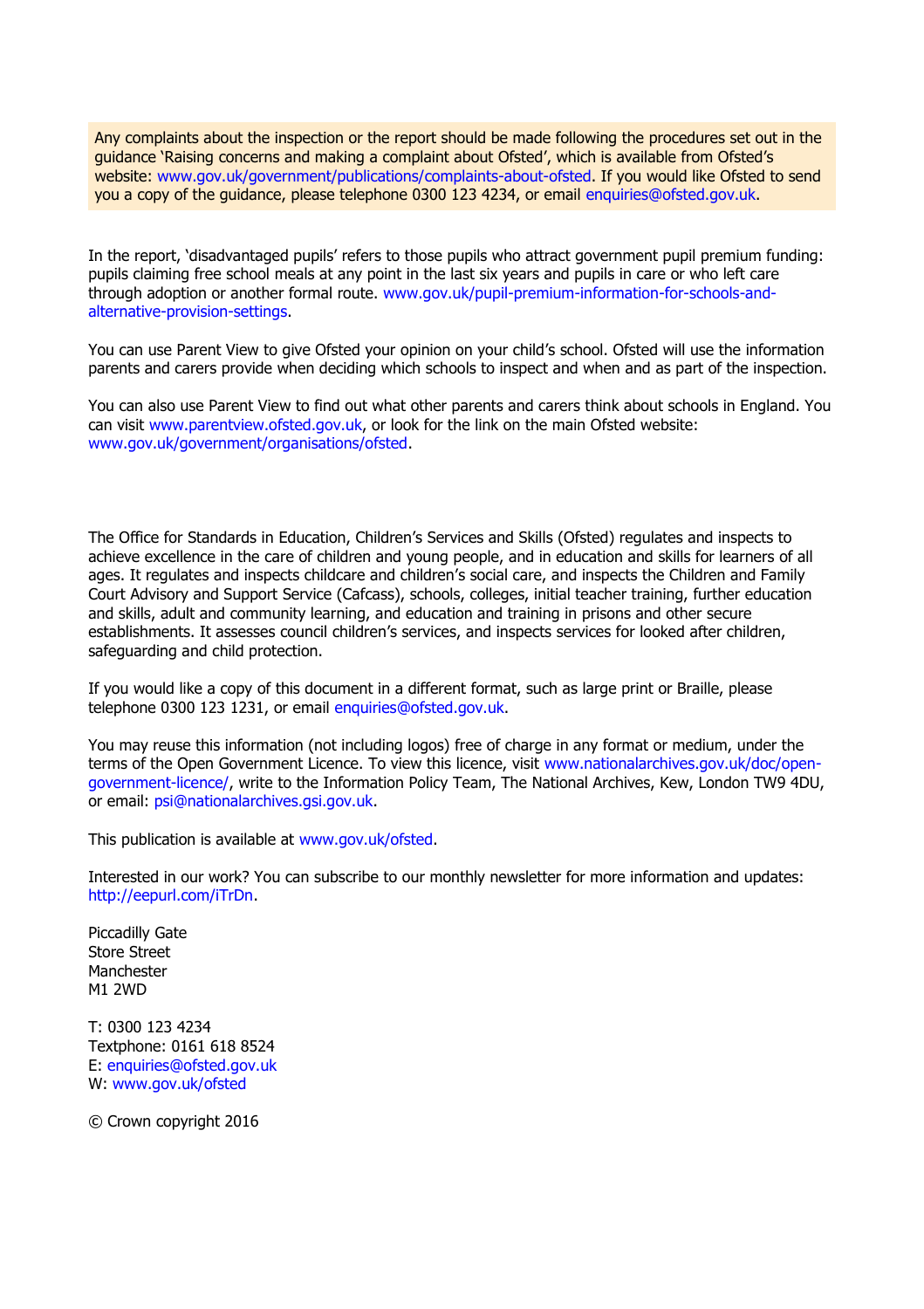Any complaints about the inspection or the report should be made following the procedures set out in the guidance 'Raising concerns and making a complaint about Ofsted', which is available from Ofsted's website: www.gov.uk/government/publications/complaints-about-ofsted. If you would like Ofsted to send you a copy of the guidance, please telephone 0300 123 4234, or email enquiries@ofsted.gov.uk.

In the report, 'disadvantaged pupils' refers to those pupils who attract government pupil premium funding: pupils claiming free school meals at any point in the last six years and pupils in care or who left care through adoption or another formal route. www.gov.uk/pupil-premium-information-for-schools-and-alternative-provision-settings.

You can use Parent View to give Ofsted your opinion on your child's school. Ofsted will use the information parents and carers provide when deciding which schools to inspect and when and as part of the inspection.

You can also use Parent View to find out what other parents and carers think about schools in England. You can visit www.parentview.ofsted.gov.uk, or look for the link on the main Ofsted website: www.gov.uk/government/organisations/ofsted.

The Office for Standards in Education, Children's Services and Skills (Ofsted) regulates and inspects to achieve excellence in the care of children and young people, and in education and skills for learners of all ages. It regulates and inspects childcare and children's social care, and inspects the Children and Family Court Advisory and Support Service (Cafcass), schools, colleges, initial teacher training, further education and skills, adult and community learning, and education and training in prisons and other secure establishments. It assesses council children's services, and inspects services for looked after children, safeguarding and child protection.

If you would like a copy of this document in a different format, such as large print or Braille, please telephone 0300 123 1231, or email enquiries@ofsted.gov.uk.

You may reuse this information (not including logos) free of charge in any format or medium, under the terms of the Open Government Licence. To view this licence, visit www.nationalarchives.gov.uk/doc/open-government-licence/, write to the Information Policy Team, The National Archives, Kew, London TW9 4DU, or email: psi@nationalarchives.gsi.gov.uk.

This publication is available at www.gov.uk/ofsted.

Interested in our work? You can subscribe to our monthly newsletter for more information and updates: http://eepurl.com/iTrDn.

Piccadilly Gate
Store Street
Manchester
M1 2WD

T: 0300 123 4234
Textphone: 0161 618 8524
E: enquiries@ofsted.gov.uk
W: www.gov.uk/ofsted

© Crown copyright 2016